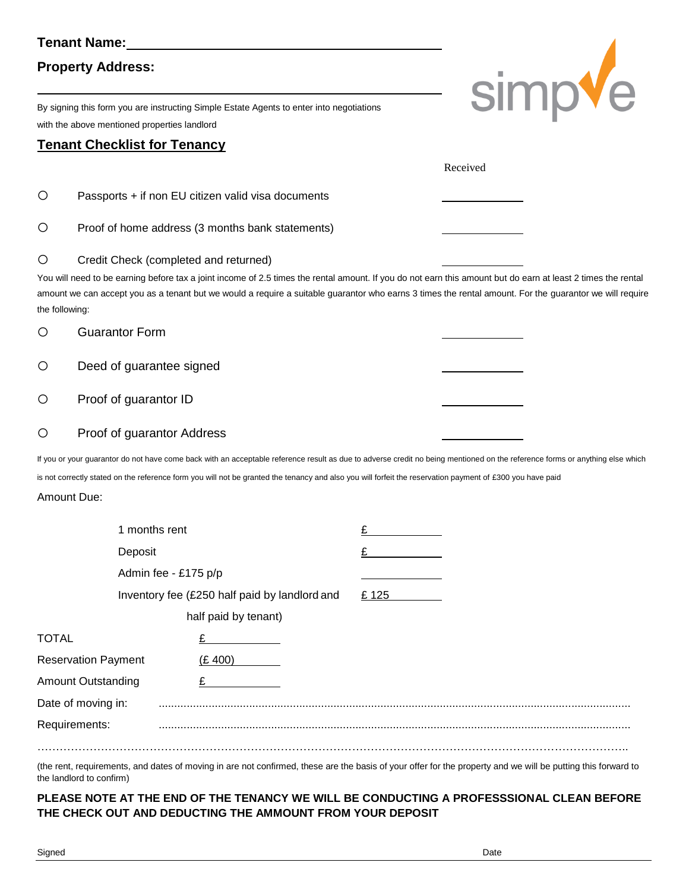**Tenant Name:** ______________________________________________

**Property Address:**

______________________________________________

By signing this form you are instructing Simple Estate Agents to enter into negotiations with the above mentioned properties landlord

## Tenant Checklist for Tenancy

| | | Received |
|---|---|---|
| ○ | Passports + if non EU citizen valid visa documents | ____________ |
| ○ | Proof of home address (3 months bank statements) | ____________ |
| ○ | Credit Check (completed and returned) | ____________ |

You will need to be earning before tax a joint income of 2.5 times the rental amount. If you do not earn this amount but do earn at least 2 times the rental amount we can accept you as a tenant but we would a require a suitable guarantor who earns 3 times the rental amount. For the guarantor we will require the following:

| | | |
|---|---|---|
| ○ | Guarantor Form | ____________ |
| ○ | Deed of guarantee signed | ____________ |
| ○ | Proof of guarantor ID | ____________ |
| ○ | Proof of guarantor Address | ____________ |

If you or your guarantor do not have come back with an acceptable reference result as due to adverse credit no being mentioned on the reference forms or anything else which is not correctly stated on the reference form you will not be granted the tenancy and also you will forfeit the reservation payment of £300 you have paid

Amount Due:

| | |
|---|---|
| 1 months rent | £ ____________ |
| Deposit | £ ____________ |
| Admin fee - £175 p/p | ____________ |
| Inventory fee (£250 half paid by landlord and half paid by tenant) | £ 125 |

| | |
|---|---|
| TOTAL | £ ____________ |
| Reservation Payment | (£ 400) |
| Amount Outstanding | £ ____________ |

Date of moving in: ..........................................................................................................................

Requirements: ..........................................................................................................................

..........................................................................................................................................

(the rent, requirements, and dates of moving in are not confirmed, these are the basis of your offer for the property and we will be putting this forward to the landlord to confirm)

**PLEASE NOTE AT THE END OF THE TENANCY WE WILL BE CONDUCTING A PROFESSSIONAL CLEAN BEFORE THE CHECK OUT AND DEDUCTING THE AMMOUNT FROM YOUR DEPOSIT**

Signed Date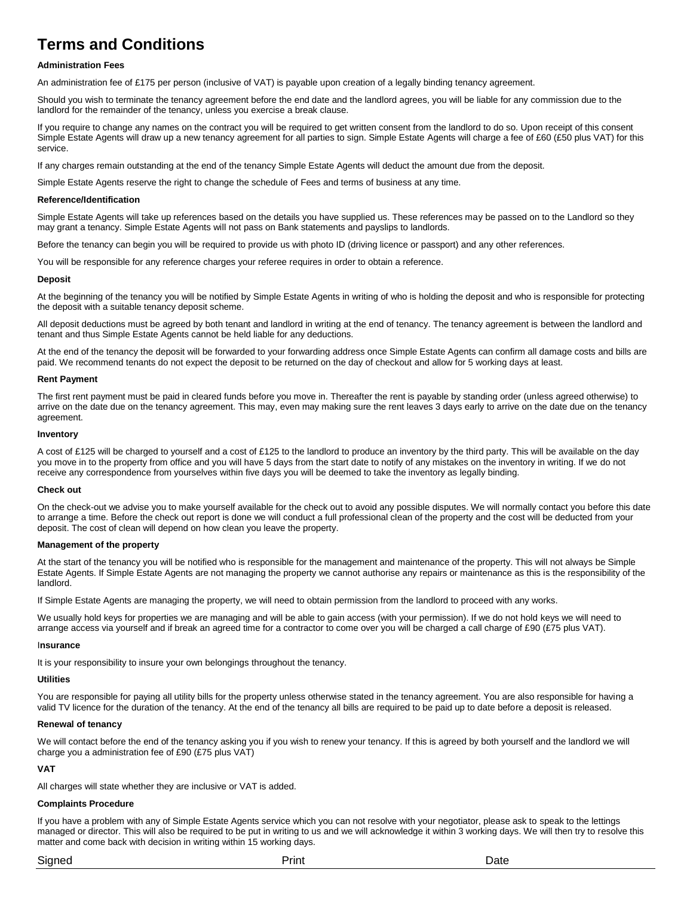# Terms and Conditions

**Administration Fees**

An administration fee of £175 per person (inclusive of VAT) is payable upon creation of a legally binding tenancy agreement.

Should you wish to terminate the tenancy agreement before the end date and the landlord agrees, you will be liable for any commission due to the landlord for the remainder of the tenancy, unless you exercise a break clause.

If you require to change any names on the contract you will be required to get written consent from the landlord to do so. Upon receipt of this consent Simple Estate Agents will draw up a new tenancy agreement for all parties to sign. Simple Estate Agents will charge a fee of £60 (£50 plus VAT) for this service.

If any charges remain outstanding at the end of the tenancy Simple Estate Agents will deduct the amount due from the deposit.

Simple Estate Agents reserve the right to change the schedule of Fees and terms of business at any time.

**Reference/Identification**

Simple Estate Agents will take up references based on the details you have supplied us. These references may be passed on to the Landlord so they may grant a tenancy. Simple Estate Agents will not pass on Bank statements and payslips to landlords.

Before the tenancy can begin you will be required to provide us with photo ID (driving licence or passport) and any other references.

You will be responsible for any reference charges your referee requires in order to obtain a reference.

**Deposit**

At the beginning of the tenancy you will be notified by Simple Estate Agents in writing of who is holding the deposit and who is responsible for protecting the deposit with a suitable tenancy deposit scheme.

All deposit deductions must be agreed by both tenant and landlord in writing at the end of tenancy. The tenancy agreement is between the landlord and tenant and thus Simple Estate Agents cannot be held liable for any deductions.

At the end of the tenancy the deposit will be forwarded to your forwarding address once Simple Estate Agents can confirm all damage costs and bills are paid. We recommend tenants do not expect the deposit to be returned on the day of checkout and allow for 5 working days at least.

**Rent Payment**

The first rent payment must be paid in cleared funds before you move in. Thereafter the rent is payable by standing order (unless agreed otherwise) to arrive on the date due on the tenancy agreement. This may, even may making sure the rent leaves 3 days early to arrive on the date due on the tenancy agreement.

**Inventory**

A cost of £125 will be charged to yourself and a cost of £125 to the landlord to produce an inventory by the third party. This will be available on the day you move in to the property from office and you will have 5 days from the start date to notify of any mistakes on the inventory in writing. If we do not receive any correspondence from yourselves within five days you will be deemed to take the inventory as legally binding.

**Check out**

On the check-out we advise you to make yourself available for the check out to avoid any possible disputes. We will normally contact you before this date to arrange a time. Before the check out report is done we will conduct a full professional clean of the property and the cost will be deducted from your deposit. The cost of clean will depend on how clean you leave the property.

**Management of the property**

At the start of the tenancy you will be notified who is responsible for the management and maintenance of the property. This will not always be Simple Estate Agents. If Simple Estate Agents are not managing the property we cannot authorise any repairs or maintenance as this is the responsibility of the landlord.

If Simple Estate Agents are managing the property, we will need to obtain permission from the landlord to proceed with any works.

We usually hold keys for properties we are managing and will be able to gain access (with your permission). If we do not hold keys we will need to arrange access via yourself and if break an agreed time for a contractor to come over you will be charged a call charge of £90 (£75 plus VAT).

**Insurance**

It is your responsibility to insure your own belongings throughout the tenancy.

**Utilities**

You are responsible for paying all utility bills for the property unless otherwise stated in the tenancy agreement. You are also responsible for having a valid TV licence for the duration of the tenancy. At the end of the tenancy all bills are required to be paid up to date before a deposit is released.

**Renewal of tenancy**

We will contact before the end of the tenancy asking you if you wish to renew your tenancy. If this is agreed by both yourself and the landlord we will charge you a administration fee of £90 (£75 plus VAT)

**VAT**

All charges will state whether they are inclusive or VAT is added.

**Complaints Procedure**

If you have a problem with any of Simple Estate Agents service which you can not resolve with your negotiator, please ask to speak to the lettings managed or director. This will also be required to be put in writing to us and we will acknowledge it within 3 working days. We will then try to resolve this matter and come back with decision in writing within 15 working days.

Signed Print Date